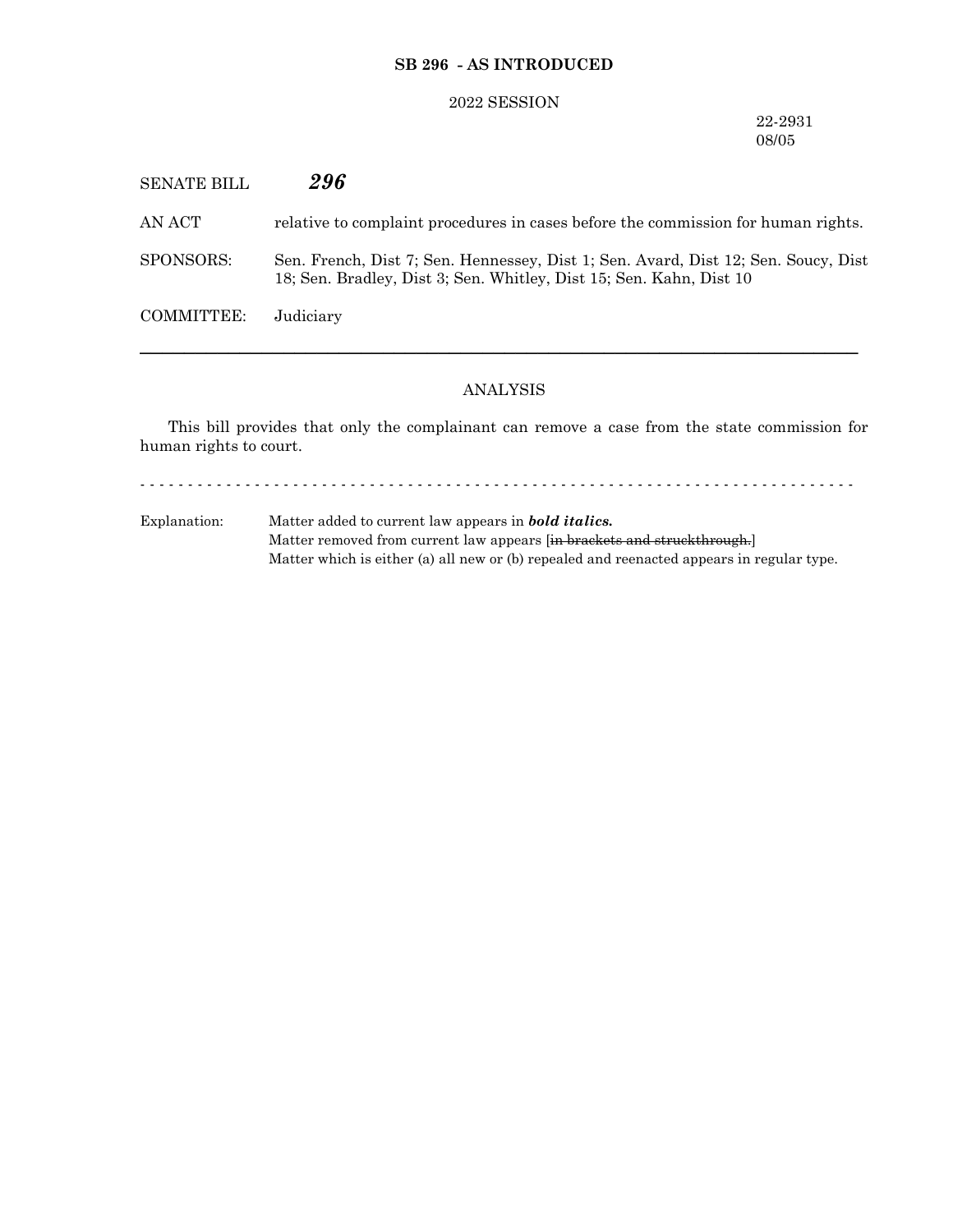**SB 296 - AS INTRODUCED**

2022 SESSION

22-2931
08/05

SENATE BILL ***296***

AN ACT relative to complaint procedures in cases before the commission for human rights.

SPONSORS: Sen. French, Dist 7; Sen. Hennessey, Dist 1; Sen. Avard, Dist 12; Sen. Soucy, Dist 18; Sen. Bradley, Dist 3; Sen. Whitley, Dist 15; Sen. Kahn, Dist 10

COMMITTEE: Judiciary

---

ANALYSIS

This bill provides that only the complainant can remove a case from the state commission for human rights to court.

- - - - - - - - - - - - - - - - - - - - - - - - - - - - - - - - - - - - - - - - - - - - - - - - - - - - - - - - - - - - - - - - - - - - - - - - - -

Explanation: Matter added to current law appears in ***bold italics.***
Matter removed from current law appears [~~in brackets and struckthrough.~~]
Matter which is either (a) all new or (b) repealed and reenacted appears in regular type.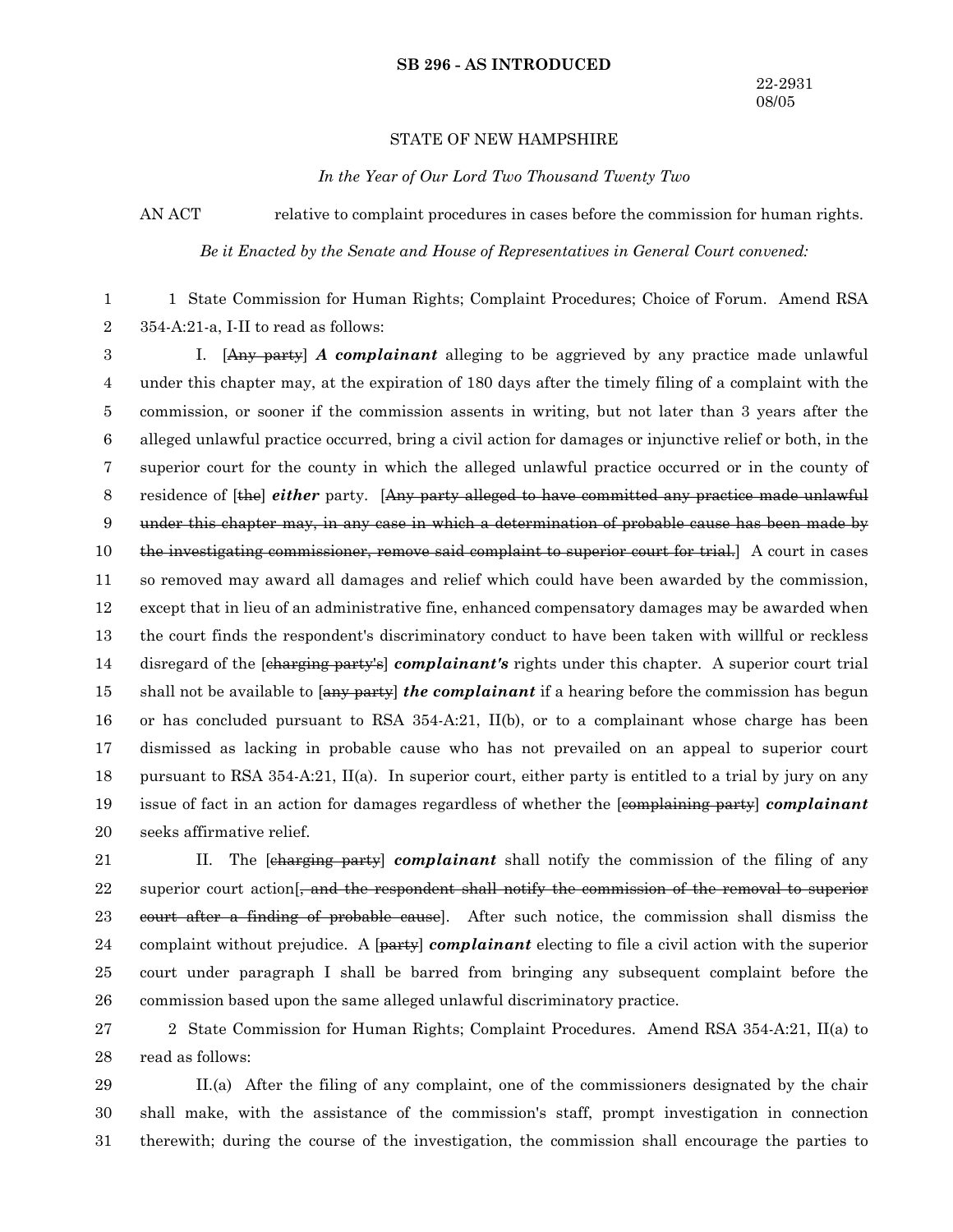**SB 296 - AS INTRODUCED**

22-2931
08/05

STATE OF NEW HAMPSHIRE

*In the Year of Our Lord Two Thousand Twenty Two*

AN ACT relative to complaint procedures in cases before the commission for human rights.

*Be it Enacted by the Senate and House of Representatives in General Court convened:*

1 State Commission for Human Rights; Complaint Procedures; Choice of Forum. Amend RSA 354-A:21-a, I-II to read as follows:

I. [~~Any party~~] ***A complainant*** alleging to be aggrieved by any practice made unlawful under this chapter may, at the expiration of 180 days after the timely filing of a complaint with the commission, or sooner if the commission assents in writing, but not later than 3 years after the alleged unlawful practice occurred, bring a civil action for damages or injunctive relief or both, in the superior court for the county in which the alleged unlawful practice occurred or in the county of residence of [~~the~~] ***either*** party. [~~Any party alleged to have committed any practice made unlawful under this chapter may, in any case in which a determination of probable cause has been made by the investigating commissioner, remove said complaint to superior court for trial.~~] A court in cases so removed may award all damages and relief which could have been awarded by the commission, except that in lieu of an administrative fine, enhanced compensatory damages may be awarded when the court finds the respondent's discriminatory conduct to have been taken with willful or reckless disregard of the [~~charging party's~~] ***complainant's*** rights under this chapter. A superior court trial shall not be available to [~~any party~~] ***the complainant*** if a hearing before the commission has begun or has concluded pursuant to RSA 354-A:21, II(b), or to a complainant whose charge has been dismissed as lacking in probable cause who has not prevailed on an appeal to superior court pursuant to RSA 354-A:21, II(a). In superior court, either party is entitled to a trial by jury on any issue of fact in an action for damages regardless of whether the [~~complaining party~~] ***complainant*** seeks affirmative relief.

II. The [~~charging party~~] ***complainant*** shall notify the commission of the filing of any superior court action[~~, and the respondent shall notify the commission of the removal to superior court after a finding of probable cause~~]. After such notice, the commission shall dismiss the complaint without prejudice. A [~~party~~] ***complainant*** electing to file a civil action with the superior court under paragraph I shall be barred from bringing any subsequent complaint before the commission based upon the same alleged unlawful discriminatory practice.

2 State Commission for Human Rights; Complaint Procedures. Amend RSA 354-A:21, II(a) to read as follows:

II.(a) After the filing of any complaint, one of the commissioners designated by the chair shall make, with the assistance of the commission's staff, prompt investigation in connection therewith; during the course of the investigation, the commission shall encourage the parties to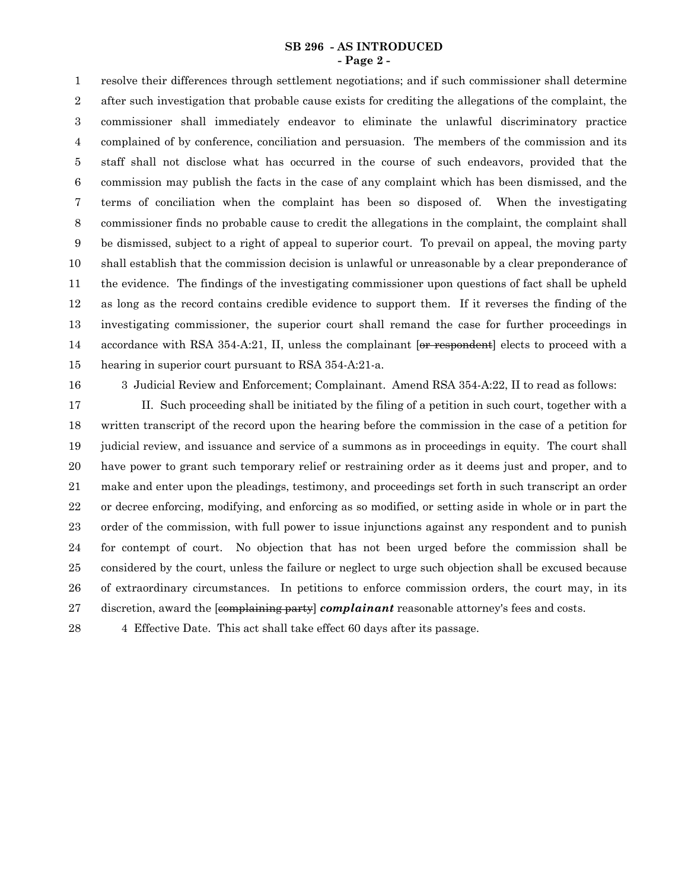resolve their differences through settlement negotiations; and if such commissioner shall determine after such investigation that probable cause exists for crediting the allegations of the complaint, the commissioner shall immediately endeavor to eliminate the unlawful discriminatory practice complained of by conference, conciliation and persuasion. The members of the commission and its staff shall not disclose what has occurred in the course of such endeavors, provided that the commission may publish the facts in the case of any complaint which has been dismissed, and the terms of conciliation when the complaint has been so disposed of. When the investigating commissioner finds no probable cause to credit the allegations in the complaint, the complaint shall be dismissed, subject to a right of appeal to superior court. To prevail on appeal, the moving party shall establish that the commission decision is unlawful or unreasonable by a clear preponderance of the evidence. The findings of the investigating commissioner upon questions of fact shall be upheld as long as the record contains credible evidence to support them. If it reverses the finding of the investigating commissioner, the superior court shall remand the case for further proceedings in accordance with RSA 354-A:21, II, unless the complainant [~~or respondent~~] elects to proceed with a hearing in superior court pursuant to RSA 354-A:21-a.

3 Judicial Review and Enforcement; Complainant. Amend RSA 354-A:22, II to read as follows:

II. Such proceeding shall be initiated by the filing of a petition in such court, together with a written transcript of the record upon the hearing before the commission in the case of a petition for judicial review, and issuance and service of a summons as in proceedings in equity. The court shall have power to grant such temporary relief or restraining order as it deems just and proper, and to make and enter upon the pleadings, testimony, and proceedings set forth in such transcript an order or decree enforcing, modifying, and enforcing as so modified, or setting aside in whole or in part the order of the commission, with full power to issue injunctions against any respondent and to punish for contempt of court. No objection that has not been urged before the commission shall be considered by the court, unless the failure or neglect to urge such objection shall be excused because of extraordinary circumstances. In petitions to enforce commission orders, the court may, in its discretion, award the [~~complaining party~~] ***complainant*** reasonable attorney's fees and costs.

4 Effective Date. This act shall take effect 60 days after its passage.